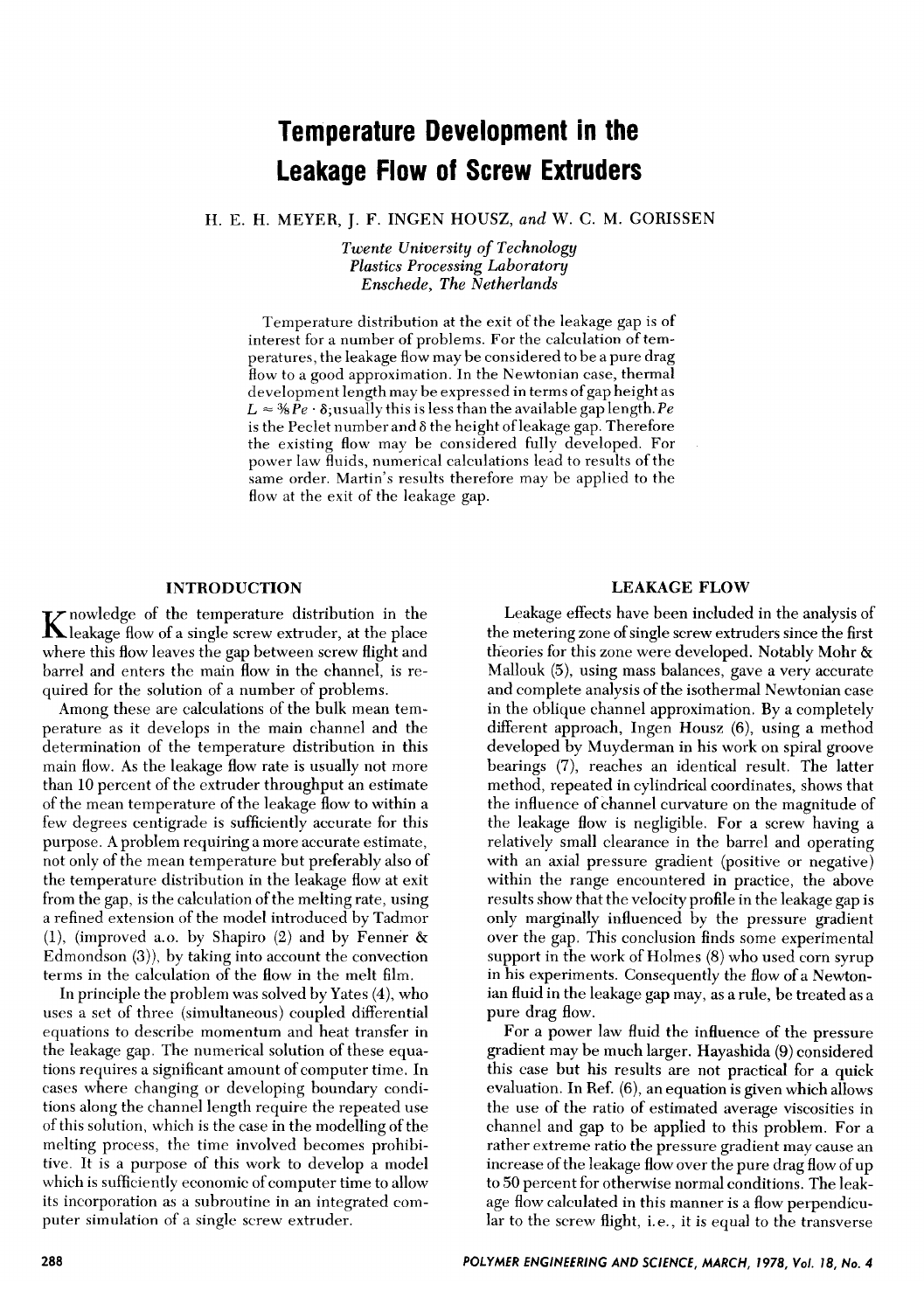# Temperature Development in the Leakage Flow of Screw Extruders

H. E. H. MEYER, J. F. INGEN HOUSZ, *and* W. C. M. GORISSEN

*Twente University of Technology*
*Plastics Processing Laboratory*
*Enschede, The Netherlands*

Temperature distribution at the exit of the leakage gap is of interest for a number of problems. For the calculation of temperatures, the leakage flow may be considered to be a pure drag flow to a good approximation. In the Newtonian case, thermal development length may be expressed in terms of gap height as $L \approx \frac{3}{8} Pe \cdot \delta$; usually this is less than the available gap length. $Pe$ is the Peclet number and $\delta$ the height of leakage gap. Therefore the existing flow may be considered fully developed. For power law fluids, numerical calculations lead to results of the same order. Martin's results therefore may be applied to the flow at the exit of the leakage gap.

## INTRODUCTION

Knowledge of the temperature distribution in the leakage flow of a single screw extruder, at the place where this flow leaves the gap between screw flight and barrel and enters the main flow in the channel, is required for the solution of a number of problems.

Among these are calculations of the bulk mean temperature as it develops in the main channel and the determination of the temperature distribution in this main flow. As the leakage flow rate is usually not more than 10 percent of the extruder throughput an estimate of the mean temperature of the leakage flow to within a few degrees centigrade is sufficiently accurate for this purpose. A problem requiring a more accurate estimate, not only of the mean temperature but preferably also of the temperature distribution in the leakage flow at exit from the gap, is the calculation of the melting rate, using a refined extension of the model introduced by Tadmor (1), (improved a.o. by Shapiro (2) and by Fenner & Edmondson (3)), by taking into account the convection terms in the calculation of the flow in the melt film.

In principle the problem was solved by Yates (4), who uses a set of three (simultaneous) coupled differential equations to describe momentum and heat transfer in the leakage gap. The numerical solution of these equations requires a significant amount of computer time. In cases where changing or developing boundary conditions along the channel length require the repeated use of this solution, which is the case in the modelling of the melting process, the time involved becomes prohibitive. It is a purpose of this work to develop a model which is sufficiently economic of computer time to allow its incorporation as a subroutine in an integrated computer simulation of a single screw extruder.

## LEAKAGE FLOW

Leakage effects have been included in the analysis of the metering zone of single screw extruders since the first theories for this zone were developed. Notably Mohr & Mallouk (5), using mass balances, gave a very accurate and complete analysis of the isothermal Newtonian case in the oblique channel approximation. By a completely different approach, Ingen Housz (6), using a method developed by Muyderman in his work on spiral groove bearings (7), reaches an identical result. The latter method, repeated in cylindrical coordinates, shows that the influence of channel curvature on the magnitude of the leakage flow is negligible. For a screw having a relatively small clearance in the barrel and operating with an axial pressure gradient (positive or negative) within the range encountered in practice, the above results show that the velocity profile in the leakage gap is only marginally influenced by the pressure gradient over the gap. This conclusion finds some experimental support in the work of Holmes (8) who used corn syrup in his experiments. Consequently the flow of a Newtonian fluid in the leakage gap may, as a rule, be treated as a pure drag flow.

For a power law fluid the influence of the pressure gradient may be much larger. Hayashida (9) considered this case but his results are not practical for a quick evaluation. In Ref. (6), an equation is given which allows the use of the ratio of estimated average viscosities in channel and gap to be applied to this problem. For a rather extreme ratio the pressure gradient may cause an increase of the leakage flow over the pure drag flow of up to 50 percent for otherwise normal conditions. The leakage flow calculated in this manner is a flow perpendicular to the screw flight, i.e., it is equal to the transverse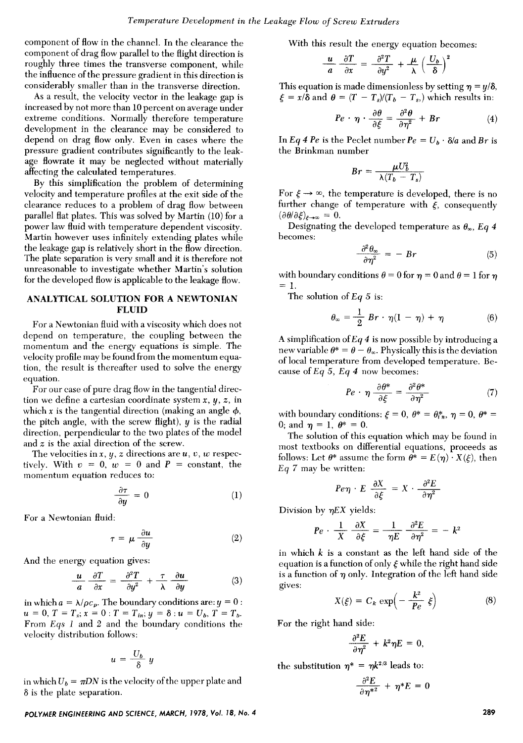component of flow in the channel. In the clearance the component of drag flow parallel to the flight direction is roughly three times the transverse component, while the influence of the pressure gradient in this direction is considerably smaller than in the transverse direction.

As a result, the velocity vector in the leakage gap is increased by not more than 10 percent on average under extreme conditions. Normally therefore temperature development in the clearance may be considered to depend on drag flow only. Even in cases where the pressure gradient contributes significantly to the leakage flowrate it may be neglected without materially affecting the calculated temperatures.

By this simplification the problem of determining velocity and temperature profiles at the exit side of the clearance reduces to a problem of drag flow between parallel flat plates. This was solved by Martin (10) for a power law fluid with temperature dependent viscosity. Martin however uses infinitely extending plates while the leakage gap is relatively short in the flow direction. The plate separation is very small and it is therefore not unreasonable to investigate whether Martin's solution for the developed flow is applicable to the leakage flow.

## ANALYTICAL SOLUTION FOR A NEWTONIAN FLUID

For a Newtonian fluid with a viscosity which does not depend on temperature, the coupling between the momentum and the energy equations is simple. The velocity profile may be found from the momentum equation, the result is thereafter used to solve the energy equation.

For our case of pure drag flow in the tangential direction we define a cartesian coordinate system $x$, $y$, $z$, in which $x$ is the tangential direction (making an angle $\phi$, the pitch angle, with the screw flight), $y$ is the radial direction, perpendicular to the two plates of the model and $z$ is the axial direction of the screw.

The velocities in $x$, $y$, $z$ directions are $u$, $v$, $w$ respectively. With $v = 0$, $w = 0$ and $P$ = constant, the momentum equation reduces to:

$$\frac{\partial \tau}{\partial y} = 0 \tag{1}$$

For a Newtonian fluid:

$$\tau = \mu \frac{\partial u}{\partial y} \tag{2}$$

And the energy equation gives:

$$\frac{u}{a}\frac{\partial T}{\partial x} = \frac{\partial^2 T}{\partial y^2} + \frac{\tau}{\lambda}\frac{\partial u}{\partial y} \tag{3}$$

in which $a = \lambda/\rho c_p$. The boundary conditions are: $y = 0$ : $u = 0$, $T = T_s$; $x = 0$ : $T = T_{in}$; $y = \delta$ : $u = U_b$, $T = T_b$. From *Eqs 1* and *2* and the boundary conditions the velocity distribution follows:

$$u = \frac{U_b}{\delta}y$$

in which $U_b = \pi DN$ is the velocity of the upper plate and $\delta$ is the plate separation.

With this result the energy equation becomes:

$$\frac{u}{a}\frac{\partial T}{\partial x} = \frac{\partial^2 T}{\partial y^2} + \frac{\mu}{\lambda}\left(\frac{U_b}{\delta}\right)^2$$

This equation is made dimensionless by setting $\eta = y/\delta$, $\xi = x/\delta$ and $\theta = (T - T_s)/(T_b - T_s)$ which results in:

$$Pe \cdot \eta \cdot \frac{\partial \theta}{\partial \xi} = \frac{\partial^2 \theta}{\partial \eta^2} + Br \tag{4}$$

In *Eq 4* $Pe$ is the Peclet number $Pe = U_b \cdot \delta/a$ and $Br$ is the Brinkman number

$$Br = \frac{\mu U_b^2}{\lambda(T_b - T_s)}$$

For $\xi \to \infty$, the temperature is developed, there is no further change of temperature with $\xi$, consequently $(\partial\theta/\partial\xi)_{\xi\to\infty} = 0$.

Designating the developed temperature as $\theta_\infty$, *Eq 4* becomes:

$$\frac{\partial^2 \theta_\infty}{\partial \eta^2} = -Br \tag{5}$$

with boundary conditions $\theta = 0$ for $\eta = 0$ and $\theta = 1$ for $\eta = 1$.

The solution of *Eq 5* is:

$$\theta_\infty = \frac{1}{2}Br \cdot \eta(1 - \eta) + \eta \tag{6}$$

A simplification of *Eq 4* is now possible by introducing a new variable $\theta^* = \theta - \theta_\infty$. Physically this is the deviation of local temperature from developed temperature. Because of *Eq 5*, *Eq 4* now becomes:

$$Pe \cdot \eta \frac{\partial \theta^*}{\partial \xi} = \frac{\partial^2 \theta^*}{\partial \eta^2} \tag{7}$$

with boundary conditions: $\xi = 0$, $\theta^* = \theta^*_{in}$, $\eta = 0$, $\theta^* = 0$; and $\eta = 1$, $\theta^* = 0$.

The solution of this equation which may be found in most textbooks on differential equations, proceeds as follows: Let $\theta^*$ assume the form $\theta^* = E(\eta) \cdot X(\xi)$, then *Eq 7* may be written:

$$Pe\eta \cdot E\frac{\partial X}{\partial \xi} = X \cdot \frac{\partial^2 E}{\partial \eta^2}$$

Division by $\eta EX$ yields:

$$Pe \cdot \frac{1}{X}\frac{\partial X}{\partial \xi} = \frac{1}{\eta E}\frac{\partial^2 E}{\partial \eta^2} = -k^2$$

in which $k$ is a constant as the left hand side of the equation is a function of only $\xi$ while the right hand side is a function of $\eta$ only. Integration of the left hand side gives:

$$X(\xi) = C_k \exp\left(-\frac{k^2}{Pe}\xi\right) \tag{8}$$

For the right hand side:

$$\frac{\partial^2 E}{\partial \eta^2} + k^2\eta E = 0,$$

the substitution $\eta^* = \eta k^{2/3}$ leads to:

$$\frac{\partial^2 E}{\partial \eta^{*2}} + \eta^* E = 0$$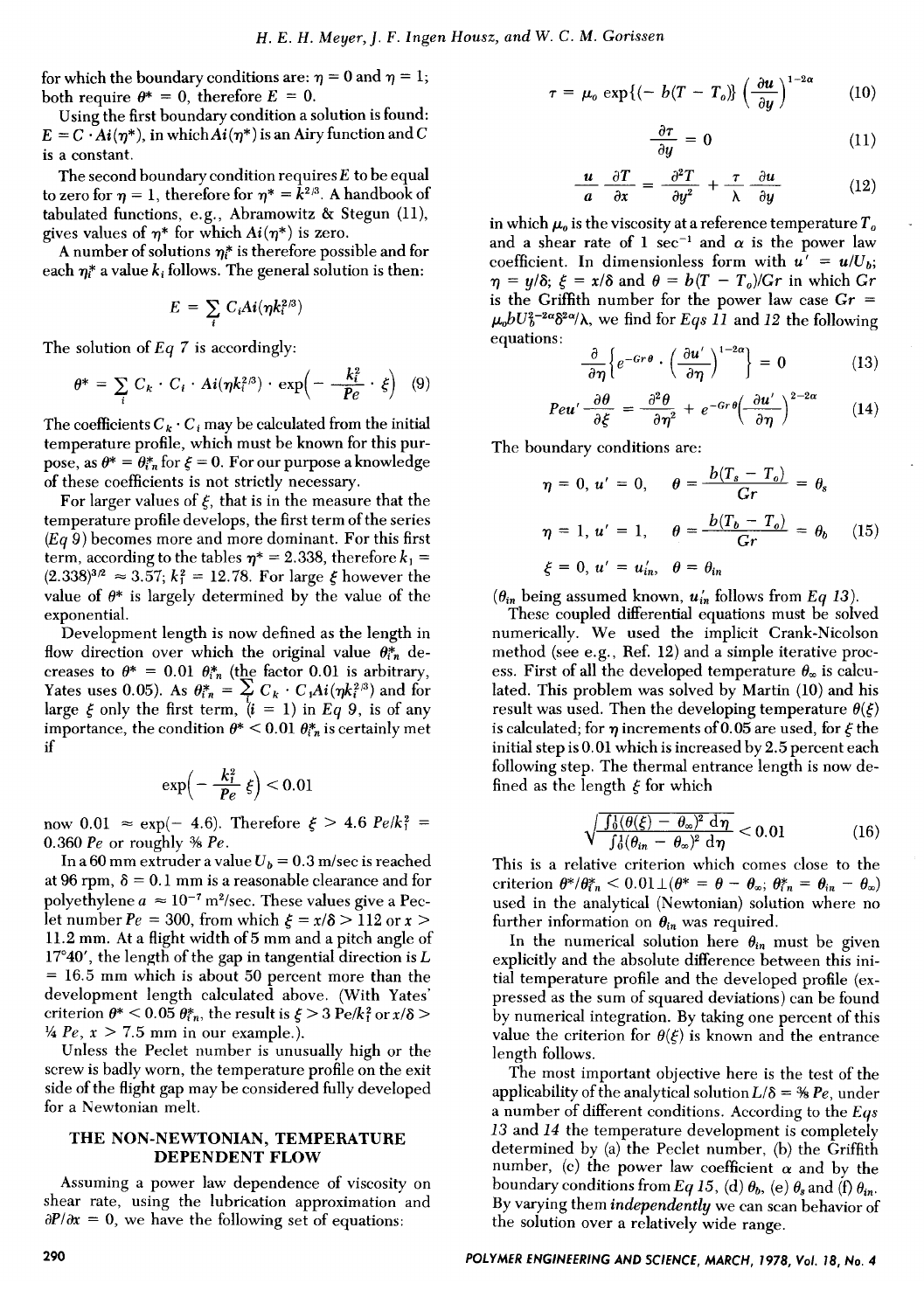for which the boundary conditions are: $\eta = 0$ and $\eta = 1$; both require $\theta^* = 0$, therefore $E = 0$.

Using the first boundary condition a solution is found: $E = C \cdot Ai(\eta^*)$, in which $Ai(\eta^*)$ is an Airy function and $C$ is a constant.

The second boundary condition requires $E$ to be equal to zero for $\eta = 1$, therefore for $\eta^* = k^{2/3}$. A handbook of tabulated functions, e.g., Abramowitz & Stegun (11), gives values of $\eta^*$ for which $Ai(\eta^*)$ is zero.

A number of solutions $\eta_i^*$ is therefore possible and for each $\eta_i^*$ a value $k_i$ follows. The general solution is then:

$$E = \sum_i C_i Ai(\eta k_i^{2/3})$$

The solution of *Eq 7* is accordingly:

$$\theta^* = \sum_i C_k \cdot C_i \cdot Ai(\eta k_i^{2/3}) \cdot \exp\left(-\frac{k_i^2}{Pe} \cdot \xi\right) \quad (9)$$

The coefficients $C_k \cdot C_i$ may be calculated from the initial temperature profile, which must be known for this purpose, as $\theta^* = \theta_{in}^*$ for $\xi = 0$. For our purpose a knowledge of these coefficients is not strictly necessary.

For larger values of $\xi$, that is in the measure that the temperature profile develops, the first term of the series (*Eq 9*) becomes more and more dominant. For this first term, according to the tables $\eta^* = 2.338$, therefore $k_1 = (2.338)^{3/2} \approx 3.57$; $k_1^2 = 12.78$. For large $\xi$ however the value of $\theta^*$ is largely determined by the value of the exponential.

Development length is now defined as the length in flow direction over which the original value $\theta_{in}^*$ decreases to $\theta^* = 0.01\ \theta_{in}^*$ (the factor 0.01 is arbitrary, Yates uses 0.05). As $\theta_{in}^* = \sum C_k \cdot C_i Ai(\eta k_i^{2/3})$ and for large $\xi$ only the first term, ($i = 1$) in *Eq 9*, is of any importance, the condition $\theta^* < 0.01\ \theta_{in}^*$ is certainly met if

$$\exp\left(-\frac{k_1^2}{Pe}\ \xi\right) < 0.01$$

now $0.01 \approx \exp(-4.6)$. Therefore $\xi > 4.6\ Pe/k_1^2 = 0.360\ Pe$ or roughly $3/8\ Pe$.

In a 60 mm extruder a value $U_b = 0.3$ m/sec is reached at 96 rpm, $\delta = 0.1$ mm is a reasonable clearance and for polyethylene $a \approx 10^{-7}$ m²/sec. These values give a Peclet number $Pe = 300$, from which $\xi = x/\delta > 112$ or $x > 11.2$ mm. At a flight width of 5 mm and a pitch angle of 17°40′, the length of the gap in tangential direction is $L = 16.5$ mm which is about 50 percent more than the development length calculated above. (With Yates' criterion $\theta^* < 0.05\ \theta_{in}^*$, the result is $\xi > 3\ Pe/k_1^2$ or $x/\delta > 1/4\ Pe$, $x > 7.5$ mm in our example.).

Unless the Peclet number is unusually high or the screw is badly worn, the temperature profile on the exit side of the flight gap may be considered fully developed for a Newtonian melt.

## THE NON-NEWTONIAN, TEMPERATURE DEPENDENT FLOW

Assuming a power law dependence of viscosity on shear rate, using the lubrication approximation and $\partial P/\partial x = 0$, we have the following set of equations:

$$\tau = \mu_o \exp\{(-\ b(T - T_o)\} \left(\frac{\partial u}{\partial y}\right)^{1-2\alpha} \quad (10)$$

$$\frac{\partial \tau}{\partial y} = 0 \quad (11)$$

$$\frac{u}{a}\frac{\partial T}{\partial x} = \frac{\partial^2 T}{\partial y^2} + \frac{\tau}{\lambda}\frac{\partial u}{\partial y} \quad (12)$$

in which $\mu_o$ is the viscosity at a reference temperature $T_o$ and a shear rate of 1 sec⁻¹ and $\alpha$ is the power law coefficient. In dimensionless form with $u' = u/U_b$; $\eta = y/\delta$; $\xi = x/\delta$ and $\theta = b(T - T_o)/Gr$ in which $Gr$ is the Griffith number for the power law case $Gr = \mu_o b U_b^{2-2\alpha}\delta^{2\alpha}/\lambda$, we find for *Eqs 11* and *12* the following equations:

$$\frac{\partial}{\partial \eta}\left\{e^{-Gr\,\theta} \cdot \left(\frac{\partial u'}{\partial \eta}\right)^{1-2\alpha}\right\} = 0 \quad (13)$$

$$Pe u' \frac{\partial \theta}{\partial \xi} = \frac{\partial^2 \theta}{\partial \eta^2} + e^{-Gr\,\theta}\left(\frac{\partial u'}{\partial \eta}\right)^{2-2\alpha} \quad (14)$$

The boundary conditions are:

$$\eta = 0,\ u' = 0, \qquad \theta = \frac{b(T_s - T_o)}{Gr} = \theta_s$$

$$\eta = 1,\ u' = 1, \qquad \theta = \frac{b(T_b - T_o)}{Gr} = \theta_b \quad (15)$$

$$\xi = 0,\ u' = u'_{in}, \quad \theta = \theta_{in}$$

($\theta_{in}$ being assumed known, $u'_{in}$ follows from *Eq 13*).

These coupled differential equations must be solved numerically. We used the implicit Crank-Nicolson method (see e.g., Ref. 12) and a simple iterative process. First of all the developed temperature $\theta_\infty$ is calculated. This problem was solved by Martin (10) and his result was used. Then the developing temperature $\theta(\xi)$ is calculated; for $\eta$ increments of 0.05 are used, for $\xi$ the initial step is 0.01 which is increased by 2.5 percent each following step. The thermal entrance length is now defined as the length $\xi$ for which

$$\sqrt{\frac{\int_0^1(\theta(\xi) - \theta_\infty)^2\, d\eta}{\int_0^1(\theta_{in} - \theta_\infty)^2\, d\eta}} < 0.01 \quad (16)$$

This is a relative criterion which comes close to the criterion $\theta^*/\theta_{in}^* < 0.01 \perp (\theta^* = \theta - \theta_\infty;\ \theta_{in}^* = \theta_{in} - \theta_\infty)$ used in the analytical (Newtonian) solution where no further information on $\theta_{in}$ was required.

In the numerical solution here $\theta_{in}$ must be given explicitly and the absolute difference between this initial temperature profile and the developed profile (expressed as the sum of squared deviations) can be found by numerical integration. By taking one percent of this value the criterion for $\theta(\xi)$ is known and the entrance length follows.

The most important objective here is the test of the applicability of the analytical solution $L/\delta = 3/8\ Pe$, under a number of different conditions. According to the *Eqs 13* and *14* the temperature development is completely determined by (a) the Peclet number, (b) the Griffith number, (c) the power law coefficient $\alpha$ and by the boundary conditions from *Eq 15*, (d) $\theta_b$, (e) $\theta_s$ and (f) $\theta_{in}$. By varying them *independently* we can scan behavior of the solution over a relatively wide range.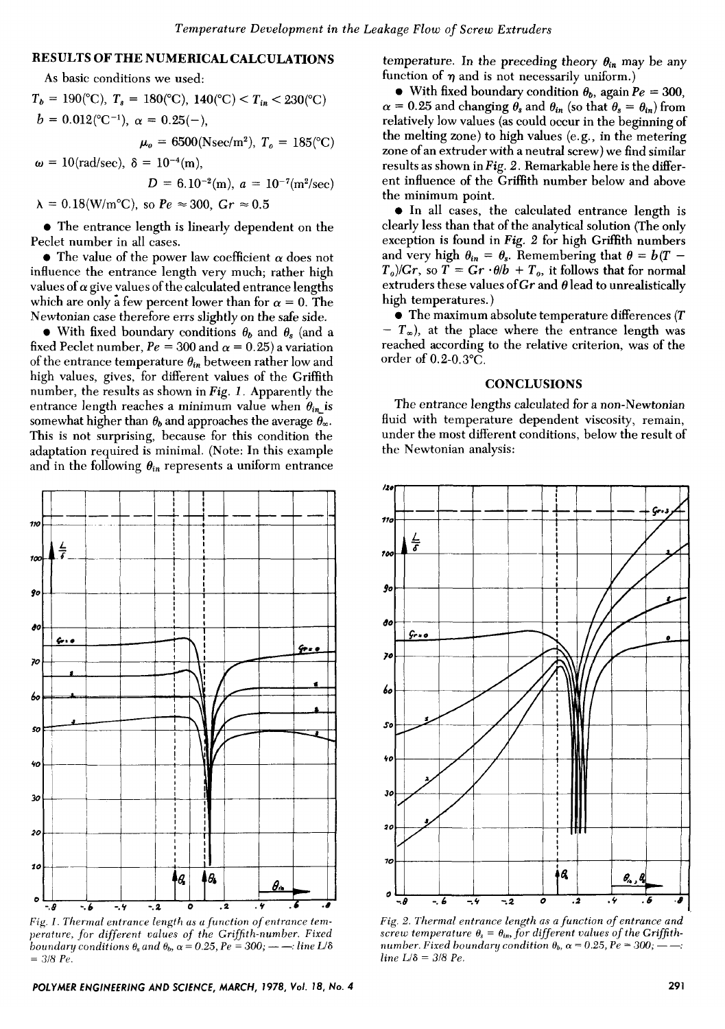## RESULTS OF THE NUMERICAL CALCULATIONS

As basic conditions we used:

$T_b = 190(°C)$, $T_s = 180(°C)$, $140(°C) < T_{in} < 230(°C)$

$b = 0.012(°C^{-1})$, $\alpha = 0.25(-)$,

$\mu_o = 6500(\mathrm{Nsec/m^2})$, $T_o = 185(°C)$

$\omega = 10(\mathrm{rad/sec})$, $\delta = 10^{-4}(\mathrm{m})$,

$D = 6.10^{-2}(\mathrm{m})$, $a = 10^{-7}(\mathrm{m^2/sec})$

$\lambda = 0.18(\mathrm{W/m°C})$, so $Pe \approx 300$, $Gr \approx 0.5$

- The entrance length is linearly dependent on the Peclet number in all cases.
- The value of the power law coefficient $\alpha$ does not influence the entrance length very much; rather high values of $\alpha$ give values of the calculated entrance lengths which are only a few percent lower than for $\alpha = 0$. The Newtonian case therefore errs slightly on the safe side.
- With fixed boundary conditions $\theta_b$ and $\theta_s$ (and a fixed Peclet number, $Pe = 300$ and $\alpha = 0.25$) a variation of the entrance temperature $\theta_{in}$ between rather low and high values, gives, for different values of the Griffith number, the results as shown in *Fig. 1*. Apparently the entrance length reaches a minimum value when $\theta_{in}$ is somewhat higher than $\theta_b$ and approaches the average $\theta_\infty$. This is not surprising, because for this condition the adaptation required is minimal. (Note: In this example and in the following $\theta_{in}$ represents a uniform entrance temperature. In the preceding theory $\theta_{in}$ may be any function of $\eta$ and is not necessarily uniform.)
- With fixed boundary condition $\theta_b$, again $Pe = 300$, $\alpha = 0.25$ and changing $\theta_s$ and $\theta_{in}$ (so that $\theta_s = \theta_{in}$) from relatively low values (as could occur in the beginning of the melting zone) to high values (e.g., in the metering zone of an extruder with a neutral screw) we find similar results as shown in *Fig. 2*. Remarkable here is the different influence of the Griffith number below and above the minimum point.
- In all cases, the calculated entrance length is clearly less than that of the analytical solution (The only exception is found in *Fig. 2* for high Griffith numbers and very high $\theta_{in} = \theta_s$. Remembering that $\theta = b(T - T_o)/Gr$, so $T = Gr \cdot \theta/b + T_o$, it follows that for normal extruders these values of $Gr$ and $\theta$ lead to unrealistically high temperatures.)
- The maximum absolute temperature differences ($T - T_\infty$), at the place where the entrance length was reached according to the relative criterion, was of the order of 0.2-0.3°C.

## CONCLUSIONS

The entrance lengths calculated for a non-Newtonian fluid with temperature dependent viscosity, remain, under the most different conditions, below the result of the Newtonian analysis:

*Fig. 1. Thermal entrance length as a function of entrance temperature, for different values of the Griffith-number. Fixed boundary conditions $\theta_s$ and $\theta_b$, $\alpha = 0.25$, $Pe = 300$; — —: line $L/\delta = 3/8\ Pe$.*

*Fig. 2. Thermal entrance length as a function of entrance and screw temperature $\theta_s = \theta_{in}$, for different values of the Griffith-number. Fixed boundary condition $\theta_b$, $\alpha = 0.25$, $Pe = 300$; — —: line $L/\delta = 3/8\ Pe$.*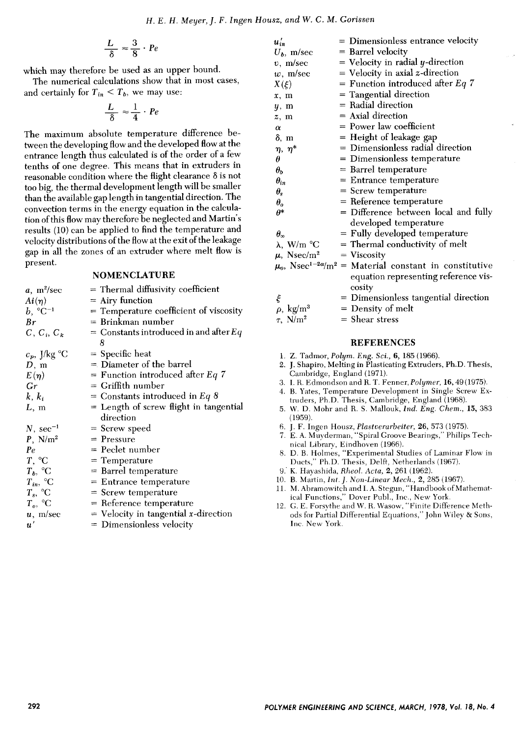$$\frac{L}{\delta} \approx \frac{3}{8} \cdot Pe$$

which may therefore be used as an upper bound.

The numerical calculations show that in most cases, and certainly for $T_{in} < T_b$, we may use:

$$\frac{L}{\delta} \approx \frac{1}{4} \cdot Pe$$

The maximum absolute temperature difference between the developing flow and the developed flow at the entrance length thus calculated is of the order of a few tenths of one degree. This means that in extruders in reasonable condition where the flight clearance $\delta$ is not too big, the thermal development length will be smaller than the available gap length in tangential direction. The convection terms in the energy equation in the calculation of this flow may therefore be neglected and Martin's results (10) can be applied to find the temperature and velocity distributions of the flow at the exit of the leakage gap in all the zones of an extruder where melt flow is present.

## NOMENCLATURE

| | |
|---|---|
| $a$, m²/sec | = Thermal diffusivity coefficient |
| $Ai(\eta)$ | = Airy function |
| $b$, °C⁻¹ | = Temperature coefficient of viscosity |
| $Br$ | = Brinkman number |
| $C$, $C_i$, $C_k$ | = Constants introduced in and after *Eq 8* |
| $c_p$, J/kg °C | = Specific heat |
| $D$, m | = Diameter of the barrel |
| $E(\eta)$ | = Function introduced after *Eq 7* |
| $Gr$ | = Griffith number |
| $k$, $k_i$ | = Constants introduced in *Eq 8* |
| $L$, m | = Length of screw flight in tangential direction |
| $N$, sec⁻¹ | = Screw speed |
| $P$, N/m² | = Pressure |
| $Pe$ | = Peclet number |
| $T$, °C | = Temperature |
| $T_b$, °C | = Barrel temperature |
| $T_{in}$, °C | = Entrance temperature |
| $T_s$, °C | = Screw temperature |
| $T_o$, °C | = Reference temperature |
| $u$, m/sec | = Velocity in tangential $x$-direction |
| $u'$ | = Dimensionless velocity |
| $u'_{in}$ | = Dimensionless entrance velocity |
| $U_b$, m/sec | = Barrel velocity |
| $v$, m/sec | = Velocity in radial $y$-direction |
| $w$, m/sec | = Velocity in axial $z$-direction |
| $X(\xi)$ | = Function introduced after *Eq 7* |
| $x$, m | = Tangential direction |
| $y$, m | = Radial direction |
| $z$, m | = Axial direction |
| $\alpha$ | = Power law coefficient |
| $\delta$, m | = Height of leakage gap |
| $\eta$, $\eta^*$ | = Dimensionless radial direction |
| $\theta$ | = Dimensionless temperature |
| $\theta_b$ | = Barrel temperature |
| $\theta_{in}$ | = Entrance temperature |
| $\theta_s$ | = Screw temperature |
| $\theta_o$ | = Reference temperature |
| $\theta^*$ | = Difference between local and fully developed temperature |
| $\theta_\infty$ | = Fully developed temperature |
| $\lambda$, W/m °C | = Thermal conductivity of melt |
| $\mu$, Nsec/m² | = Viscosity |
| $\mu_o$, Nsec$^{1-2\alpha}$/m² | = Material constant in constitutive equation representing reference viscosity |
| $\xi$ | = Dimensionless tangential direction |
| $\rho$, kg/m³ | = Density of melt |
| $\tau$, N/m² | = Shear stress |

## REFERENCES

1. Z. Tadmor, *Polym. Eng. Sci.*, **6**, 185 (1966).
2. J. Shapiro, Melting in Plasticating Extruders, Ph.D. Thesis, Cambridge, England (1971).
3. I. R. Edmondson and R. T. Fenner, *Polymer*, **16**, 49 (1975).
4. B. Yates, Temperature Development in Single Screw Extruders, Ph.D. Thesis, Cambridge, England (1968).
5. W. D. Mohr and R. S. Mallouk, *Ind. Eng. Chem.*, **15**, 383 (1959).
6. J. F. Ingen Housz, *Plastverarbeiter*, **26**, 573 (1975).
7. E. A. Muyderman, "Spiral Groove Bearings," Philips Technical Library, Eindhoven (1966).
8. D. B. Holmes, "Experimental Studies of Laminar Flow in Ducts," Ph.D. Thesis, Delft, Netherlands (1967).
9. K. Hayashida, *Rheol. Acta*, **2**, 261 (1962).
10. B. Martin, *Int. J. Non-Linear Mech.*, **2**, 285 (1967).
11. M. Abramowitch and I. A. Stegun, "Handbook of Mathematical Functions," Dover Publ., Inc., New York.
12. G. E. Forsythe and W. R. Wasow, "Finite Difference Methods for Partial Differential Equations," John Wiley & Sons, Inc. New York.